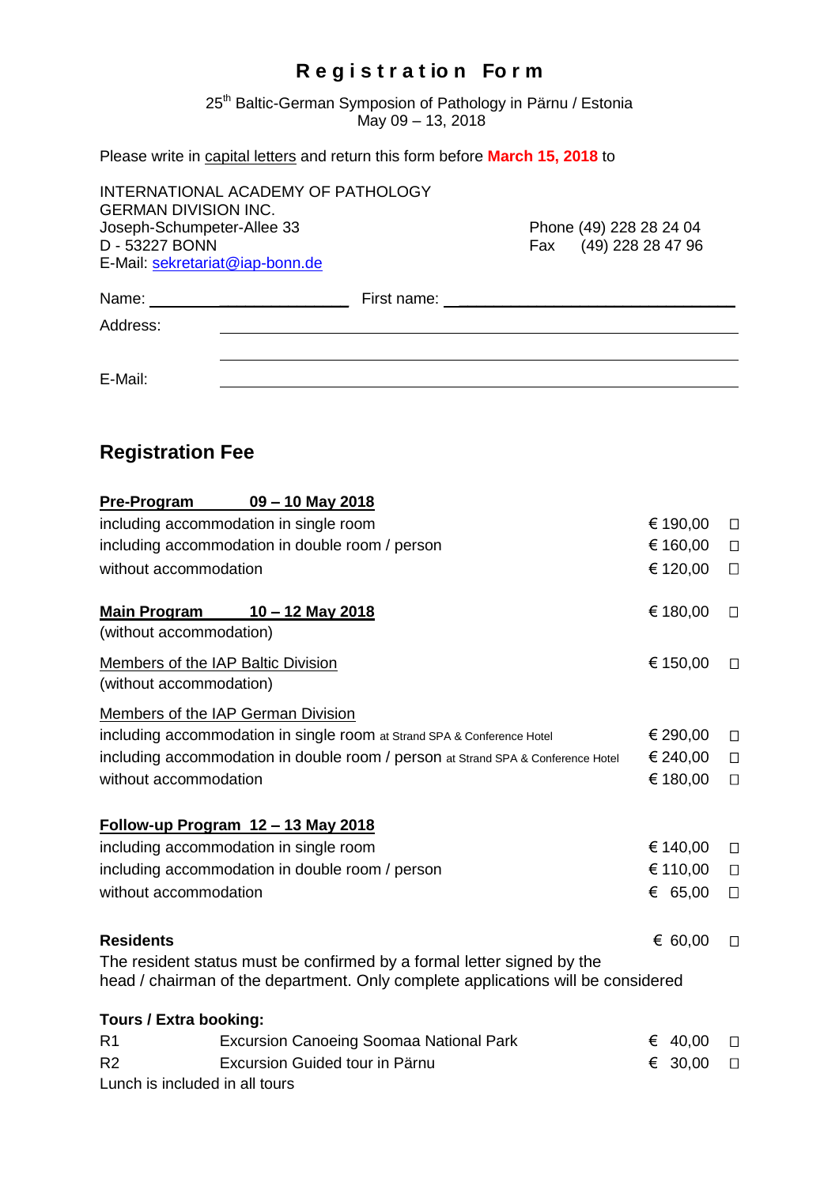# Registration Form

25th Baltic-German Symposion of Pathology in Pärnu / Estonia
May 09 – 13, 2018

Please write in capital letters and return this form before **March 15, 2018** to

INTERNATIONAL ACADEMY OF PATHOLOGY
GERMAN DIVISION INC.
Joseph-Schumpeter-Allee 33
D - 53227 BONN
E-Mail: sekretariat@iap-bonn.de

Phone (49) 228 28 24 04
Fax (49) 228 28 47 96

Name: ______________________ First name: ______________________

Address: ______________________

______________________

E-Mail: ______________________

## Registration Fee

| | | |
|---|---|---|
| **Pre-Program 09 – 10 May 2018** | | |
| including accommodation in single room | € 190,00 | ☐ |
| including accommodation in double room / person | € 160,00 | ☐ |
| without accommodation | € 120,00 | ☐ |
| **Main Program 10 – 12 May 2018** (without accommodation) | € 180,00 | ☐ |
| Members of the IAP Baltic Division (without accommodation) | € 150,00 | ☐ |
| Members of the IAP German Division | | |
| including accommodation in single room at Strand SPA & Conference Hotel | € 290,00 | ☐ |
| including accommodation in double room / person at Strand SPA & Conference Hotel | € 240,00 | ☐ |
| without accommodation | € 180,00 | ☐ |
| **Follow-up Program 12 – 13 May 2018** | | |
| including accommodation in single room | € 140,00 | ☐ |
| including accommodation in double room / person | € 110,00 | ☐ |
| without accommodation | € 65,00 | ☐ |
| **Residents** | € 60,00 | ☐ |

The resident status must be confirmed by a formal letter signed by the head / chairman of the department. Only complete applications will be considered

**Tours / Extra booking:**

| | | | |
|---|---|---|---|
| R1 | Excursion Canoeing Soomaa National Park | € 40,00 | ☐ |
| R2 | Excursion Guided tour in Pärnu | € 30,00 | ☐ |

Lunch is included in all tours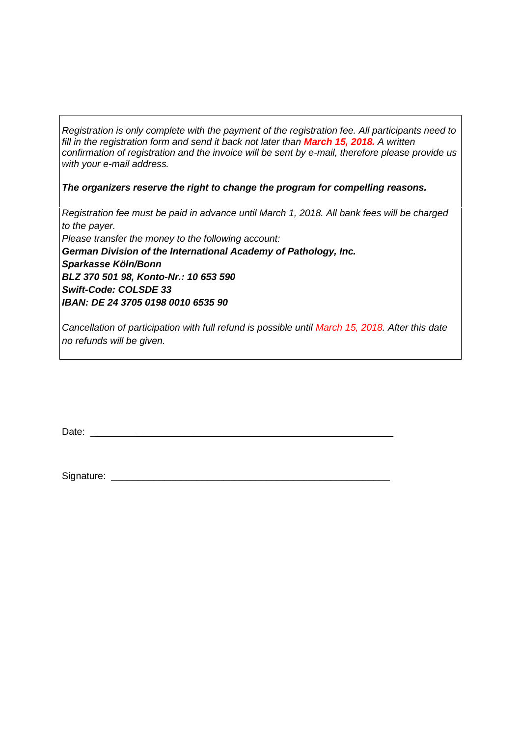*Registration is only complete with the payment of the registration fee. All participants need to fill in the registration form and send it back not later than **March 15, 2018.** A written confirmation of registration and the invoice will be sent by e-mail, therefore please provide us with your e-mail address.*

***The organizers reserve the right to change the program for compelling reasons.***

*Registration fee must be paid in advance until March 1, 2018. All bank fees will be charged to the payer.*
*Please transfer the money to the following account:*
***German Division of the International Academy of Pathology, Inc.***
***Sparkasse Köln/Bonn***
***BLZ 370 501 98, Konto-Nr.: 10 653 590***
***Swift-Code: COLSDE 33***
***IBAN: DE 24 3705 0198 0010 6535 90***

*Cancellation of participation with full refund is possible until March 15, 2018. After this date no refunds will be given.*

Date: ___________________________________________________

Signature: ______________________________________________